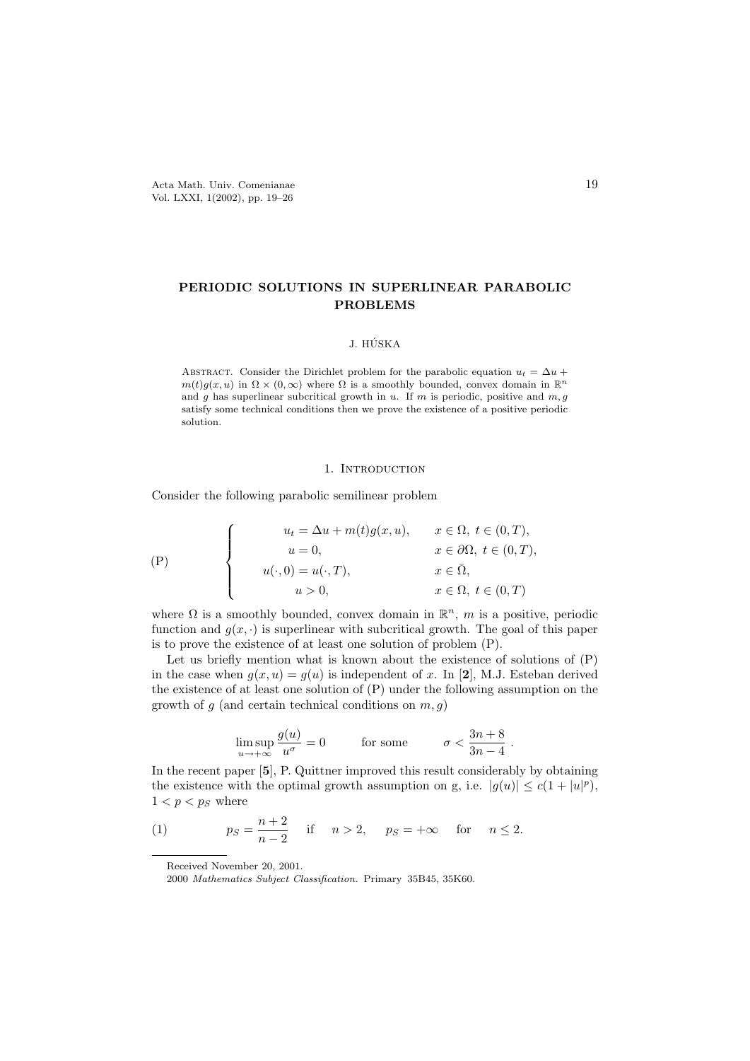# PERIODIC SOLUTIONS IN SUPERLINEAR PARABOLIC PROBLEMS

J. HÚSKA

ABSTRACT. Consider the Dirichlet problem for the parabolic equation $u_t = \Delta u + m(t)g(x,u)$ in $\Omega \times (0,\infty)$ where $\Omega$ is a smoothly bounded, convex domain in $\mathbb{R}^n$ and $g$ has superlinear subcritical growth in $u$. If $m$ is periodic, positive and $m, g$ satisfy some technical conditions then we prove the existence of a positive periodic solution.

## 1. Introduction

Consider the following parabolic semilinear problem

$$
\text{(P)} \qquad \begin{cases} u_t = \Delta u + m(t)g(x,u), & x \in \Omega,\ t \in (0,T), \\ u = 0, & x \in \partial\Omega,\ t \in (0,T), \\ u(\cdot,0) = u(\cdot,T), & x \in \bar{\Omega}, \\ u > 0, & x \in \Omega,\ t \in (0,T) \end{cases}
$$

where $\Omega$ is a smoothly bounded, convex domain in $\mathbb{R}^n$, $m$ is a positive, periodic function and $g(x,\cdot)$ is superlinear with subcritical growth. The goal of this paper is to prove the existence of at least one solution of problem (P).

Let us briefly mention what is known about the existence of solutions of (P) in the case when $g(x,u) = g(u)$ is independent of $x$. In [**2**], M.J. Esteban derived the existence of at least one solution of (P) under the following assumption on the growth of $g$ (and certain technical conditions on $m, g$)

$$
\limsup_{u\to+\infty} \frac{g(u)}{u^\sigma} = 0 \qquad \text{for some} \qquad \sigma < \frac{3n+8}{3n-4}\ .
$$

In the recent paper [**5**], P. Quittner improved this result considerably by obtaining the existence with the optimal growth assumption on g, i.e. $|g(u)| \le c(1+|u|^p)$, $1 < p < p_S$ where

$$
(1) \qquad p_S = \frac{n+2}{n-2} \quad \text{if} \quad n > 2, \qquad p_S = +\infty \quad \text{for} \quad n \le 2.
$$

Received November 20, 2001.

2000 *Mathematics Subject Classification.* Primary 35B45, 35K60.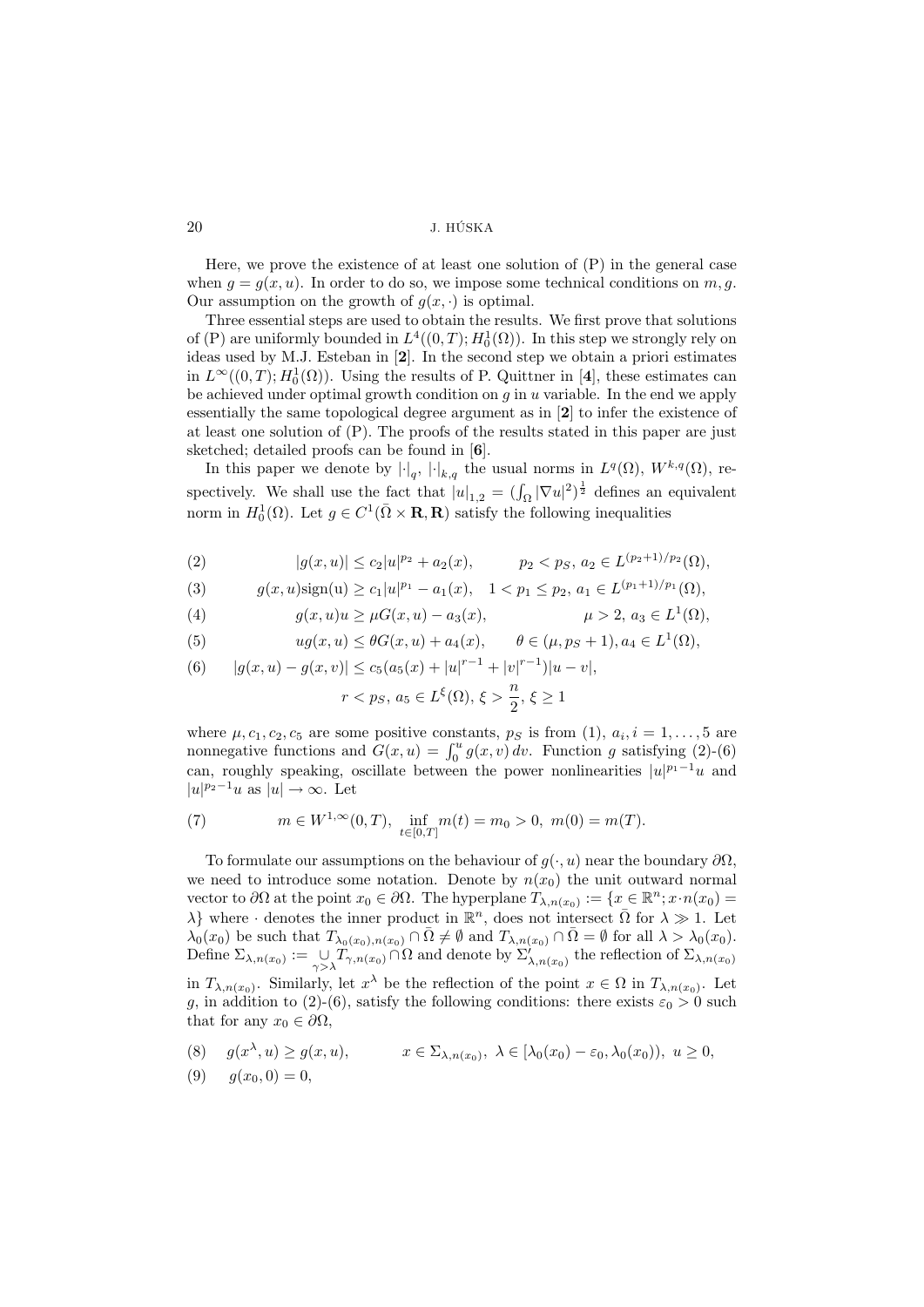Here, we prove the existence of at least one solution of (P) in the general case when $g = g(x,u)$. In order to do so, we impose some technical conditions on $m, g$. Our assumption on the growth of $g(x,\cdot)$ is optimal.

Three essential steps are used to obtain the results. We first prove that solutions of (P) are uniformly bounded in $L^4((0,T); H_0^1(\Omega))$. In this step we strongly rely on ideas used by M.J. Esteban in [**2**]. In the second step we obtain a priori estimates in $L^\infty((0,T); H_0^1(\Omega))$. Using the results of P. Quittner in [**4**], these estimates can be achieved under optimal growth condition on $g$ in $u$ variable. In the end we apply essentially the same topological degree argument as in [**2**] to infer the existence of at least one solution of (P). The proofs of the results stated in this paper are just sketched; detailed proofs can be found in [**6**].

In this paper we denote by $|\cdot|_q$, $|\cdot|_{k,q}$ the usual norms in $L^q(\Omega)$, $W^{k,q}(\Omega)$, respectively. We shall use the fact that $|u|_{1,2} = (\int_\Omega |\nabla u|^2)^{\frac{1}{2}}$ defines an equivalent norm in $H_0^1(\Omega)$. Let $g \in C^1(\bar{\Omega} \times \mathbf{R}, \mathbf{R})$ satisfy the following inequalities

$$(2) \qquad |g(x,u)| \le c_2 |u|^{p_2} + a_2(x), \qquad p_2 < p_S,\ a_2 \in L^{(p_2+1)/p_2}(\Omega),$$

$$(3) \qquad g(x,u)\mathrm{sign}(u) \ge c_1 |u|^{p_1} - a_1(x), \quad 1 < p_1 \le p_2,\ a_1 \in L^{(p_1+1)/p_1}(\Omega),$$

$$(4) \qquad g(x,u)u \ge \mu G(x,u) - a_3(x), \qquad \mu > 2,\ a_3 \in L^1(\Omega),$$

$$(5) \qquad ug(x,u) \le \theta G(x,u) + a_4(x), \qquad \theta \in (\mu, p_S + 1), a_4 \in L^1(\Omega),$$

$$(6) \qquad |g(x,u) - g(x,v)| \le c_5 (a_5(x) + |u|^{r-1} + |v|^{r-1})|u - v|,$$
$$r < p_S,\ a_5 \in L^\xi(\Omega),\ \xi > \frac{n}{2},\ \xi \ge 1$$

where $\mu, c_1, c_2, c_5$ are some positive constants, $p_S$ is from (1), $a_i, i = 1,\dots,5$ are nonnegative functions and $G(x,u) = \int_0^u g(x,v)\,dv$. Function $g$ satisfying (2)-(6) can, roughly speaking, oscillate between the power nonlinearities $|u|^{p_1-1}u$ and $|u|^{p_2-1}u$ as $|u| \to \infty$. Let

$$(7) \qquad m \in W^{1,\infty}(0,T), \ \inf_{t\in[0,T]} m(t) = m_0 > 0,\ m(0) = m(T).$$

To formulate our assumptions on the behaviour of $g(\cdot,u)$ near the boundary $\partial\Omega$, we need to introduce some notation. Denote by $n(x_0)$ the unit outward normal vector to $\partial\Omega$ at the point $x_0 \in \partial\Omega$. The hyperplane $T_{\lambda,n(x_0)} := \{x \in \mathbb{R}^n; x\cdot n(x_0) = \lambda\}$ where $\cdot$ denotes the inner product in $\mathbb{R}^n$, does not intersect $\bar{\Omega}$ for $\lambda \gg 1$. Let $\lambda_0(x_0)$ be such that $T_{\lambda_0(x_0),n(x_0)} \cap \bar{\Omega} \ne \emptyset$ and $T_{\lambda,n(x_0)} \cap \bar{\Omega} = \emptyset$ for all $\lambda > \lambda_0(x_0)$. Define $\Sigma_{\lambda,n(x_0)} := \bigcup_{\gamma>\lambda} T_{\gamma,n(x_0)} \cap \Omega$ and denote by $\Sigma'_{\lambda,n(x_0)}$ the reflection of $\Sigma_{\lambda,n(x_0)}$ in $T_{\lambda,n(x_0)}$. Similarly, let $x^\lambda$ be the reflection of the point $x \in \Omega$ in $T_{\lambda,n(x_0)}$. Let $g$, in addition to (2)-(6), satisfy the following conditions: there exists $\varepsilon_0 > 0$ such that for any $x_0 \in \partial\Omega$,

$$(8) \quad g(x^\lambda, u) \ge g(x,u), \qquad x \in \Sigma_{\lambda,n(x_0)},\ \lambda \in [\lambda_0(x_0) - \varepsilon_0, \lambda_0(x_0)),\ u \ge 0,$$

$$(9) \quad g(x_0, 0) = 0,$$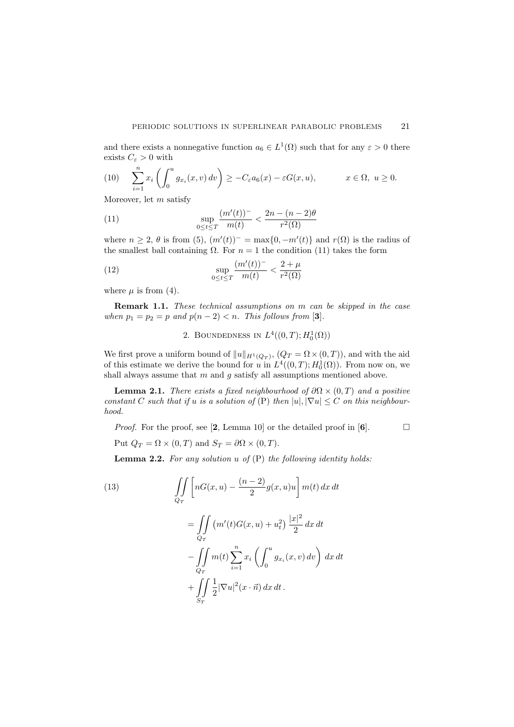and there exists a nonnegative function $a_6 \in L^1(\Omega)$ such that for any $\varepsilon > 0$ there exists $C_\varepsilon > 0$ with

$$\sum_{i=1}^{n} x_i \left( \int_0^u g_{x_i}(x,v)\,dv \right) \geq -C_\varepsilon a_6(x) - \varepsilon G(x,u), \qquad x \in \Omega,\ u \geq 0. \tag{10}$$

Moreover, let $m$ satisfy

$$\sup_{0\leq t\leq T} \frac{(m'(t))^-}{m(t)} < \frac{2n-(n-2)\theta}{r^2(\Omega)} \tag{11}$$

where $n \geq 2$, $\theta$ is from (5), $(m'(t))^- = \max\{0, -m'(t)\}$ and $r(\Omega)$ is the radius of the smallest ball containing $\Omega$. For $n = 1$ the condition (11) takes the form

$$\sup_{0\leq t\leq T} \frac{(m'(t))^-}{m(t)} < \frac{2+\mu}{r^2(\Omega)} \tag{12}$$

where $\mu$ is from (4).

**Remark 1.1.** *These technical assumptions on $m$ can be skipped in the case when $p_1 = p_2 = p$ and $p(n-2) < n$. This follows from* [**3**].

## 2. Boundedness in $L^4((0,T); H_0^1(\Omega))$

We first prove a uniform bound of $\|u\|_{H^1(Q_T)}$, ($Q_T = \Omega \times (0,T)$), and with the aid of this estimate we derive the bound for $u$ in $L^4((0,T); H_0^1(\Omega))$. From now on, we shall always assume that $m$ and $g$ satisfy all assumptions mentioned above.

**Lemma 2.1.** *There exists a fixed neighbourhood of $\partial\Omega \times (0,T)$ and a positive constant $C$ such that if $u$ is a solution of* (P) *then $|u|, |\nabla u| \leq C$ on this neighbourhood.*

*Proof.* For the proof, see [**2**, Lemma 10] or the detailed proof in [**6**]. $\square$

Put $Q_T = \Omega \times (0,T)$ and $S_T = \partial\Omega \times (0,T)$.

**Lemma 2.2.** *For any solution $u$ of* (P) *the following identity holds:*

$$\begin{aligned}
\iint_{Q_T} \left[ nG(x,u) - \frac{(n-2)}{2} g(x,u)u \right] m(t)\,dx\,dt \\
= \iint_{Q_T} \left( m'(t)G(x,u) + u_t^2 \right) \frac{|x|^2}{2}\,dx\,dt \\
- \iint_{Q_T} m(t) \sum_{i=1}^{n} x_i \left( \int_0^u g_{x_i}(x,v)\,dv \right) dx\,dt \\
+ \iint_{S_T} \frac{1}{2} |\nabla u|^2 (x \cdot \vec{n})\,dx\,dt\,.
\end{aligned} \tag{13}$$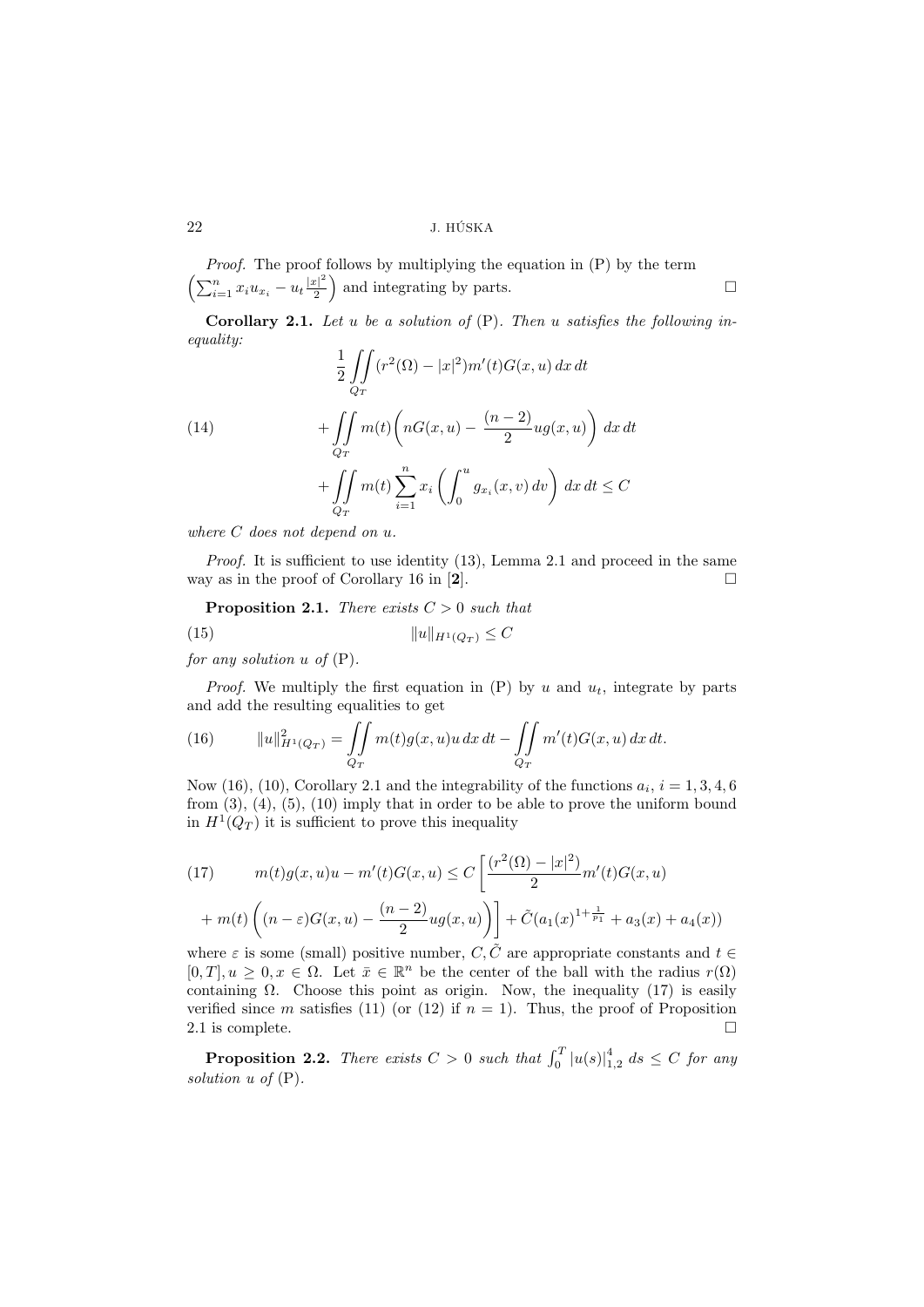*Proof.* The proof follows by multiplying the equation in (P) by the term $\left(\sum_{i=1}^n x_i u_{x_i} - u_t \frac{|x|^2}{2}\right)$ and integrating by parts. $\square$

**Corollary 2.1.** *Let $u$ be a solution of* (P). *Then $u$ satisfies the following inequality:*

$$
\begin{aligned}
&\frac{1}{2}\iint\limits_{Q_T} (r^2(\Omega) - |x|^2) m'(t) G(x,u)\,dx\,dt \\
&+ \iint\limits_{Q_T} m(t)\left(nG(x,u) - \frac{(n-2)}{2} u g(x,u)\right)\,dx\,dt \\
&+ \iint\limits_{Q_T} m(t) \sum_{i=1}^n x_i \left(\int_0^u g_{x_i}(x,v)\,dv\right)\,dx\,dt \le C
\end{aligned}
\tag{14}
$$

*where $C$ does not depend on $u$.*

*Proof.* It is sufficient to use identity (13), Lemma 2.1 and proceed in the same way as in the proof of Corollary 16 in [**2**]. $\square$

**Proposition 2.1.** *There exists $C > 0$ such that*

$$
\|u\|_{H^1(Q_T)} \le C \tag{15}
$$

*for any solution $u$ of* (P).

*Proof.* We multiply the first equation in (P) by $u$ and $u_t$, integrate by parts and add the resulting equalities to get

$$
\|u\|^2_{H^1(Q_T)} = \iint\limits_{Q_T} m(t) g(x,u) u\,dx\,dt - \iint\limits_{Q_T} m'(t) G(x,u)\,dx\,dt. \tag{16}
$$

Now (16), (10), Corollary 2.1 and the integrability of the functions $a_i$, $i = 1, 3, 4, 6$ from (3), (4), (5), (10) imply that in order to be able to prove the uniform bound in $H^1(Q_T)$ it is sufficient to prove this inequality

$$
\begin{aligned}
m(t) g(x,u) u - m'(t) G(x,u) &\le C\left[\frac{(r^2(\Omega) - |x|^2)}{2} m'(t) G(x,u)\right. \\
&\left. + m(t)\left((n-\varepsilon) G(x,u) - \frac{(n-2)}{2} u g(x,u)\right)\right] + \tilde{C}(a_1(x)^{1+\frac{1}{p_1}} + a_3(x) + a_4(x))
\end{aligned}
\tag{17}
$$

where $\varepsilon$ is some (small) positive number, $C, \tilde{C}$ are appropriate constants and $t \in [0,T], u \ge 0, x \in \Omega$. Let $\bar{x} \in \mathbb{R}^n$ be the center of the ball with the radius $r(\Omega)$ containing $\Omega$. Choose this point as origin. Now, the inequality (17) is easily verified since $m$ satisfies (11) (or (12) if $n = 1$). Thus, the proof of Proposition 2.1 is complete. $\square$

**Proposition 2.2.** *There exists $C > 0$ such that $\int_0^T |u(s)|^4_{1,2}\,ds \le C$ for any solution $u$ of* (P).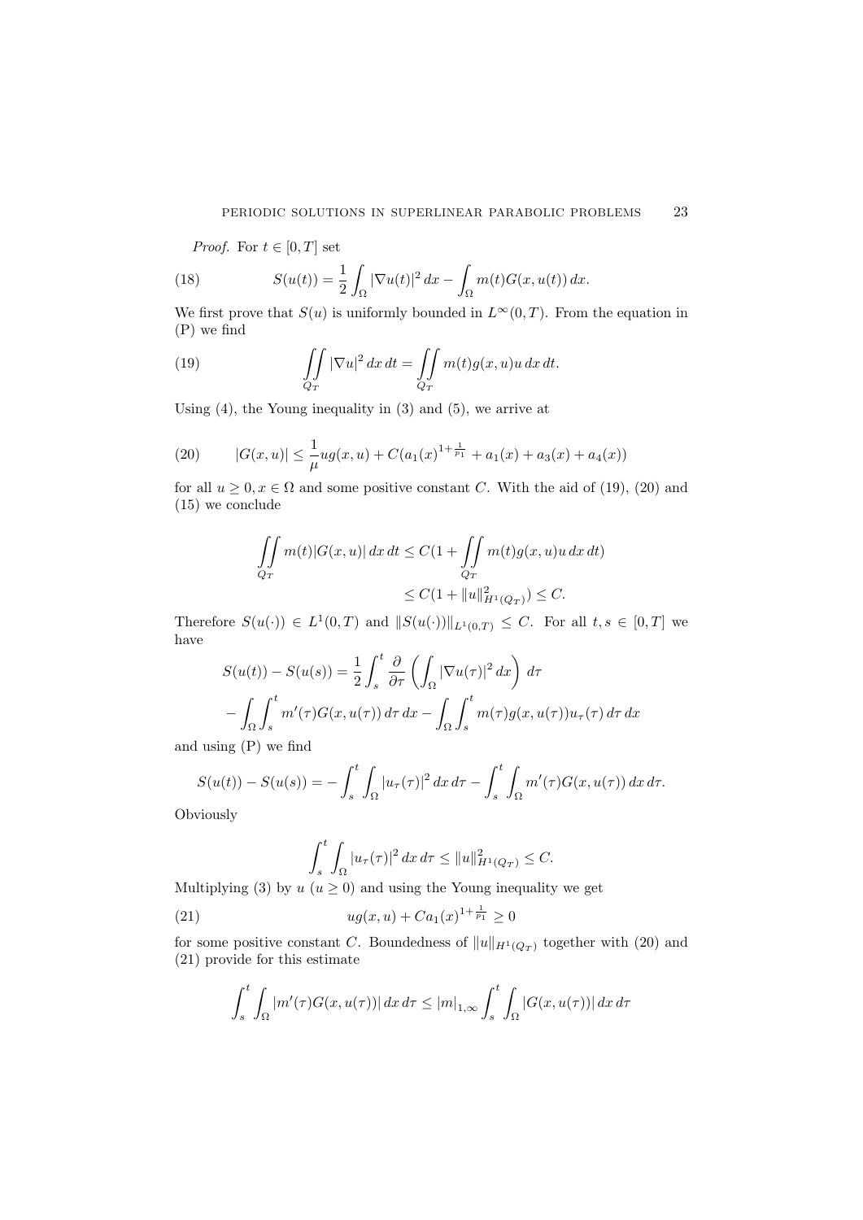*Proof.* For $t \in [0,T]$ set

$$S(u(t)) = \frac{1}{2}\int_\Omega |\nabla u(t)|^2\,dx - \int_\Omega m(t)G(x,u(t))\,dx. \tag{18}$$

We first prove that $S(u)$ is uniformly bounded in $L^\infty(0,T)$. From the equation in (P) we find

$$\iint_{Q_T} |\nabla u|^2\,dx\,dt = \iint_{Q_T} m(t)g(x,u)u\,dx\,dt. \tag{19}$$

Using (4), the Young inequality in (3) and (5), we arrive at

$$|G(x,u)| \le \frac{1}{\mu}ug(x,u) + C(a_1(x)^{1+\frac{1}{p_1}} + a_1(x) + a_3(x) + a_4(x)) \tag{20}$$

for all $u \ge 0, x \in \Omega$ and some positive constant $C$. With the aid of (19), (20) and (15) we conclude

$$\begin{aligned}\iint_{Q_T} m(t)|G(x,u)|\,dx\,dt &\le C(1 + \iint_{Q_T} m(t)g(x,u)u\,dx\,dt)\\ &\le C(1 + \|u\|^2_{H^1(Q_T)}) \le C.\end{aligned}$$

Therefore $S(u(\cdot)) \in L^1(0,T)$ and $\|S(u(\cdot))\|_{L^1(0,T)} \le C$. For all $t, s \in [0,T]$ we have

$$\begin{aligned}S(u(t)) - S(u(s)) &= \frac{1}{2}\int_s^t \frac{\partial}{\partial\tau}\left(\int_\Omega |\nabla u(\tau)|^2\,dx\right)\,d\tau\\ &- \int_\Omega\int_s^t m'(\tau)G(x,u(\tau))\,d\tau\,dx - \int_\Omega\int_s^t m(\tau)g(x,u(\tau))u_\tau(\tau)\,d\tau\,dx\end{aligned}$$

and using (P) we find

$$S(u(t)) - S(u(s)) = -\int_s^t\int_\Omega |u_\tau(\tau)|^2\,dx\,d\tau - \int_s^t\int_\Omega m'(\tau)G(x,u(\tau))\,dx\,d\tau.$$

Obviously

$$\int_s^t\int_\Omega |u_\tau(\tau)|^2\,dx\,d\tau \le \|u\|^2_{H^1(Q_T)} \le C.$$

Multiplying (3) by $u$ ($u \ge 0$) and using the Young inequality we get

$$ug(x,u) + Ca_1(x)^{1+\frac{1}{p_1}} \ge 0 \tag{21}$$

for some positive constant $C$. Boundedness of $\|u\|_{H^1(Q_T)}$ together with (20) and (21) provide for this estimate

$$\int_s^t\int_\Omega |m'(\tau)G(x,u(\tau))|\,dx\,d\tau \le |m|_{1,\infty}\int_s^t\int_\Omega |G(x,u(\tau))|\,dx\,d\tau$$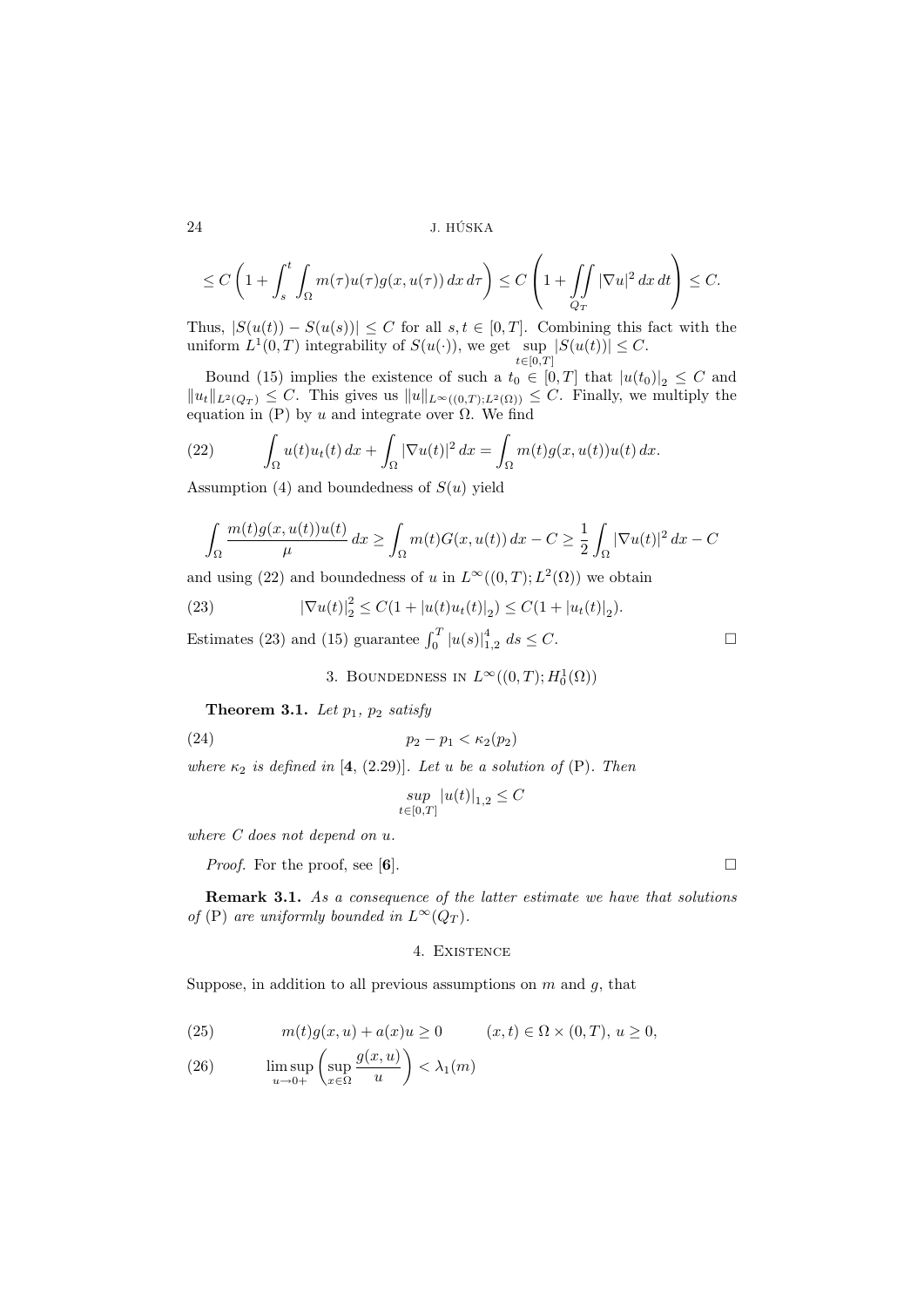$$\leq C\left(1+\int_s^t\int_\Omega m(\tau)u(\tau)g(x,u(\tau))\,dx\,d\tau\right)\leq C\left(1+\iint\limits_{Q_T}|\nabla u|^2\,dx\,dt\right)\leq C.$$

Thus, $|S(u(t))-S(u(s))|\leq C$ for all $s,t\in[0,T]$. Combining this fact with the uniform $L^1(0,T)$ integrability of $S(u(\cdot))$, we get $\sup\limits_{t\in[0,T]}|S(u(t))|\leq C$.

Bound (15) implies the existence of such a $t_0\in[0,T]$ that $|u(t_0)|_2\leq C$ and $\|u_t\|_{L^2(Q_T)}\leq C$. This gives us $\|u\|_{L^\infty((0,T);L^2(\Omega))}\leq C$. Finally, we multiply the equation in (P) by $u$ and integrate over $\Omega$. We find

$$\int_\Omega u(t)u_t(t)\,dx+\int_\Omega|\nabla u(t)|^2\,dx=\int_\Omega m(t)g(x,u(t))u(t)\,dx. \tag{22}$$

Assumption (4) and boundedness of $S(u)$ yield

$$\int_\Omega\frac{m(t)g(x,u(t))u(t)}{\mu}\,dx\geq\int_\Omega m(t)G(x,u(t))\,dx-C\geq\frac{1}{2}\int_\Omega|\nabla u(t)|^2\,dx-C$$

and using (22) and boundedness of $u$ in $L^\infty((0,T);L^2(\Omega))$ we obtain

$$|\nabla u(t)|_2^2\leq C(1+|u(t)u_t(t)|_2)\leq C(1+|u_t(t)|_2). \tag{23}$$

Estimates (23) and (15) guarantee $\int_0^T|u(s)|_{1,2}^4\,ds\leq C$. □

## 3. Boundedness in $L^\infty((0,T);H_0^1(\Omega))$

**Theorem 3.1.** *Let $p_1$, $p_2$ satisfy*

$$p_2-p_1<\kappa_2(p_2) \tag{24}$$

*where $\kappa_2$ is defined in* [**4**, (2.29)]. *Let $u$ be a solution of* (P). *Then*

$$\sup_{t\in[0,T]}|u(t)|_{1,2}\leq C$$

*where $C$ does not depend on $u$.*

*Proof.* For the proof, see [**6**]. □

**Remark 3.1.** *As a consequence of the latter estimate we have that solutions of* (P) *are uniformly bounded in $L^\infty(Q_T)$.*

## 4. Existence

Suppose, in addition to all previous assumptions on $m$ and $g$, that

$$m(t)g(x,u)+a(x)u\geq 0\qquad (x,t)\in\Omega\times(0,T),\ u\geq 0, \tag{25}$$

$$\limsup_{u\to 0+}\left(\sup_{x\in\Omega}\frac{g(x,u)}{u}\right)<\lambda_1(m) \tag{26}$$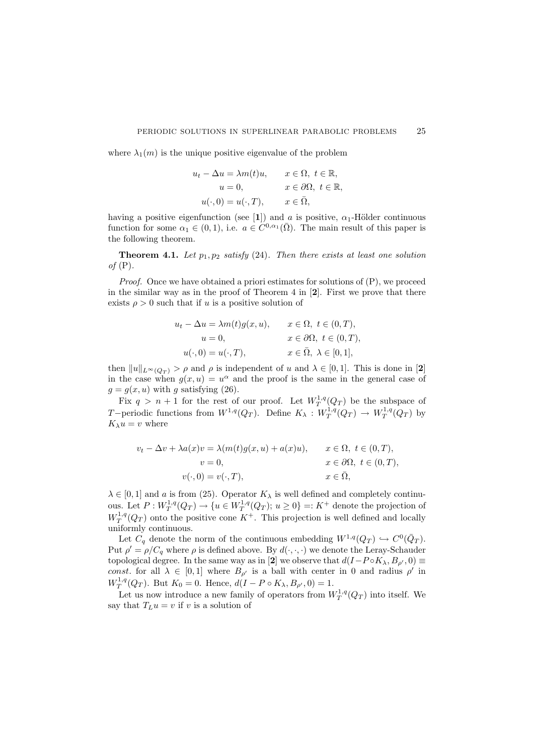where $\lambda_1(m)$ is the unique positive eigenvalue of the problem

$$
\begin{aligned}
u_t - \Delta u &= \lambda m(t) u, && x \in \Omega,\ t \in \mathbb{R},\\
u &= 0, && x \in \partial\Omega,\ t \in \mathbb{R},\\
u(\cdot, 0) &= u(\cdot, T), && x \in \bar{\Omega},
\end{aligned}
$$

having a positive eigenfunction (see [**1**]) and $a$ is positive, $\alpha_1$-Hölder continuous function for some $\alpha_1 \in (0,1)$, i.e. $a \in C^{0,\alpha_1}(\bar{\Omega})$. The main result of this paper is the following theorem.

**Theorem 4.1.** *Let $p_1, p_2$ satisfy* (24). *Then there exists at least one solution of* (P).

*Proof.* Once we have obtained a priori estimates for solutions of (P), we proceed in the similar way as in the proof of Theorem 4 in [**2**]. First we prove that there exists $\rho > 0$ such that if $u$ is a positive solution of

$$
\begin{aligned}
u_t - \Delta u &= \lambda m(t) g(x,u), && x \in \Omega,\ t \in (0,T),\\
u &= 0, && x \in \partial\Omega,\ t \in (0,T),\\
u(\cdot, 0) &= u(\cdot, T), && x \in \bar{\Omega},\ \lambda \in [0,1],
\end{aligned}
$$

then $\|u\|_{L^\infty(Q_T)} > \rho$ and $\rho$ is independent of $u$ and $\lambda \in [0,1]$. This is done in [**2**] in the case when $g(x,u) = u^\alpha$ and the proof is the same in the general case of $g = g(x,u)$ with $g$ satisfying (26).

Fix $q > n+1$ for the rest of our proof. Let $W_T^{1,q}(Q_T)$ be the subspace of $T-$periodic functions from $W^{1,q}(Q_T)$. Define $K_\lambda : W_T^{1,q}(Q_T) \to W_T^{1,q}(Q_T)$ by $K_\lambda u = v$ where

$$
\begin{aligned}
v_t - \Delta v + \lambda a(x) v &= \lambda(m(t) g(x,u) + a(x) u), && x \in \Omega,\ t \in (0,T),\\
v &= 0, && x \in \partial\Omega,\ t \in (0,T),\\
v(\cdot, 0) &= v(\cdot, T), && x \in \bar{\Omega},
\end{aligned}
$$

$\lambda \in [0,1]$ and $a$ is from (25). Operator $K_\lambda$ is well defined and completely continuous. Let $P : W_T^{1,q}(Q_T) \to \{u \in W_T^{1,q}(Q_T);\ u \geq 0\} =: K^+$ denote the projection of $W_T^{1,q}(Q_T)$ onto the positive cone $K^+$. This projection is well defined and locally uniformly continuous.

Let $C_q$ denote the norm of the continuous embedding $W^{1,q}(Q_T) \hookrightarrow C^0(\bar{Q}_T)$. Put $\rho' = \rho / C_q$ where $\rho$ is defined above. By $d(\cdot,\cdot,\cdot)$ we denote the Leray-Schauder topological degree. In the same way as in [**2**] we observe that $d(I - P \circ K_\lambda, B_{\rho'}, 0) \equiv$ *const.* for all $\lambda \in [0,1]$ where $B_{\rho'}$ is a ball with center in 0 and radius $\rho'$ in $W_T^{1,q}(Q_T)$. But $K_0 = 0$. Hence, $d(I - P \circ K_\lambda, B_{\rho'}, 0) = 1$.

Let us now introduce a new family of operators from $W_T^{1,q}(Q_T)$ into itself. We say that $T_L u = v$ if $v$ is a solution of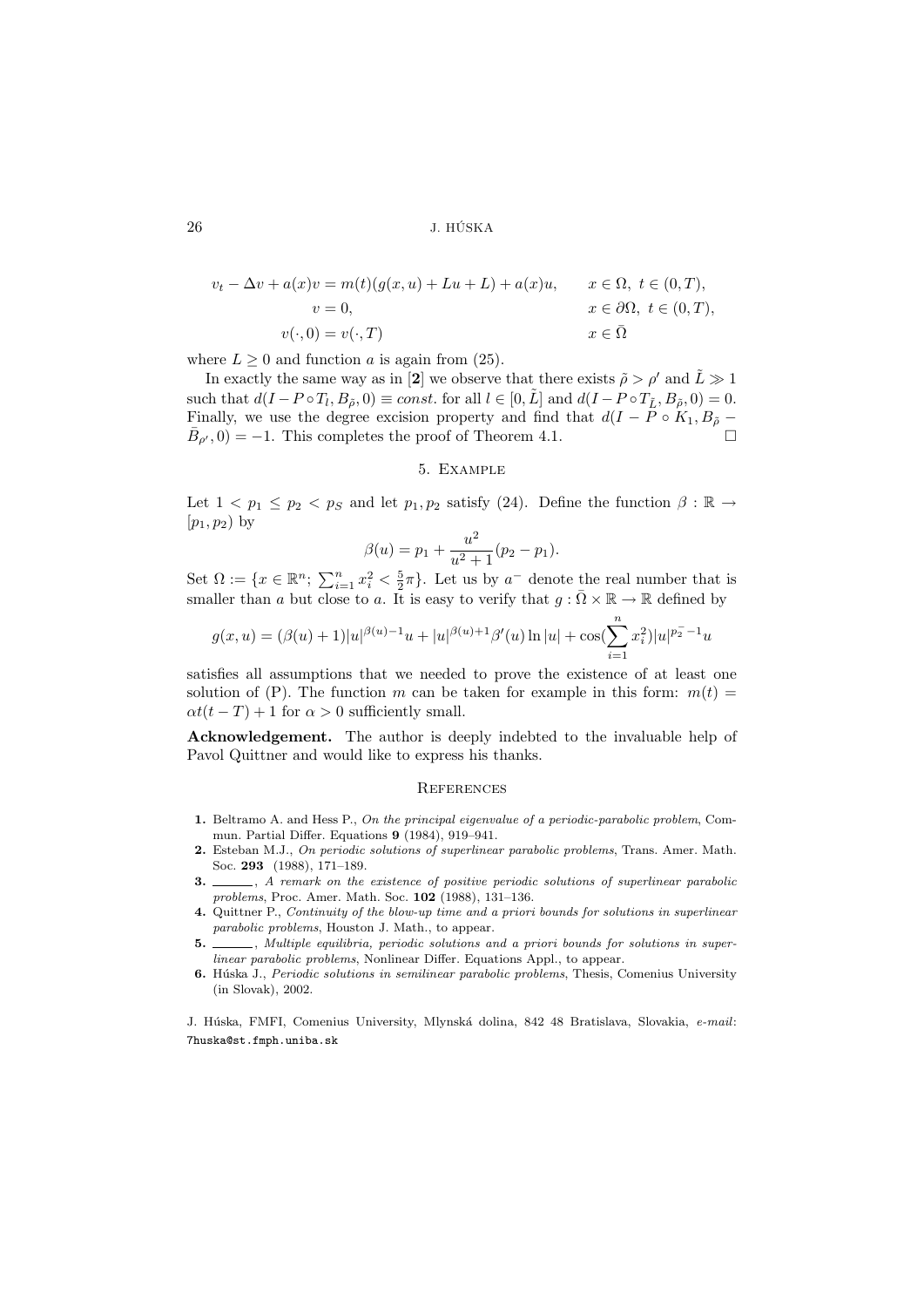$$
\begin{aligned}
v_t - \Delta v + a(x)v &= m(t)(g(x,u) + Lu + L) + a(x)u, \qquad && x \in \Omega,\ t \in (0,T), \\
v &= 0, && x \in \partial\Omega,\ t \in (0,T), \\
v(\cdot,0) &= v(\cdot,T) && x \in \bar{\Omega}
\end{aligned}
$$

where $L \geq 0$ and function $a$ is again from (25).

In exactly the same way as in [**2**] we observe that there exists $\tilde{\rho} > \rho'$ and $\tilde{L} \gg 1$ such that $d(I - P \circ T_l, B_{\tilde{\rho}}, 0) \equiv const.$ for all $l \in [0, \tilde{L}]$ and $d(I - P \circ T_{\tilde{L}}, B_{\tilde{\rho}}, 0) = 0$. Finally, we use the degree excision property and find that $d(I - P \circ K_1, B_{\tilde{\rho}} - \bar{B}_{\rho'}, 0) = -1$. This completes the proof of Theorem 4.1. $\square$

## 5. Example

Let $1 < p_1 \leq p_2 < p_S$ and let $p_1, p_2$ satisfy (24). Define the function $\beta : \mathbb{R} \to [p_1, p_2)$ by

$$\beta(u) = p_1 + \frac{u^2}{u^2+1}(p_2 - p_1).$$

Set $\Omega := \{x \in \mathbb{R}^n;\ \sum_{i=1}^n x_i^2 < \frac{5}{2}\pi\}$. Let us by $a^-$ denote the real number that is smaller than $a$ but close to $a$. It is easy to verify that $g : \bar{\Omega} \times \mathbb{R} \to \mathbb{R}$ defined by

$$g(x,u) = (\beta(u)+1)|u|^{\beta(u)-1}u + |u|^{\beta(u)+1}\beta'(u)\ln|u| + \cos(\sum_{i=1}^n x_i^2)|u|^{p_2^- - 1}u$$

satisfies all assumptions that we needed to prove the existence of at least one solution of (P). The function $m$ can be taken for example in this form: $m(t) = \alpha t(t-T) + 1$ for $\alpha > 0$ sufficiently small.

**Acknowledgement.** The author is deeply indebted to the invaluable help of Pavol Quittner and would like to express his thanks.

## References

1. Beltramo A. and Hess P., *On the principal eigenvalue of a periodic-parabolic problem*, Commun. Partial Differ. Equations **9** (1984), 919–941.
2. Esteban M.J., *On periodic solutions of superlinear parabolic problems*, Trans. Amer. Math. Soc. **293** (1988), 171–189.
3. ______, *A remark on the existence of positive periodic solutions of superlinear parabolic problems*, Proc. Amer. Math. Soc. **102** (1988), 131–136.
4. Quittner P., *Continuity of the blow-up time and a priori bounds for solutions in superlinear parabolic problems*, Houston J. Math., to appear.
5. ______, *Multiple equilibria, periodic solutions and a priori bounds for solutions in superlinear parabolic problems*, Nonlinear Differ. Equations Appl., to appear.
6. Húska J., *Periodic solutions in semilinear parabolic problems*, Thesis, Comenius University (in Slovak), 2002.

J. Húska, FMFI, Comenius University, Mlynská dolina, 842 48 Bratislava, Slovakia, *e-mail*: 7huska@st.fmph.uniba.sk